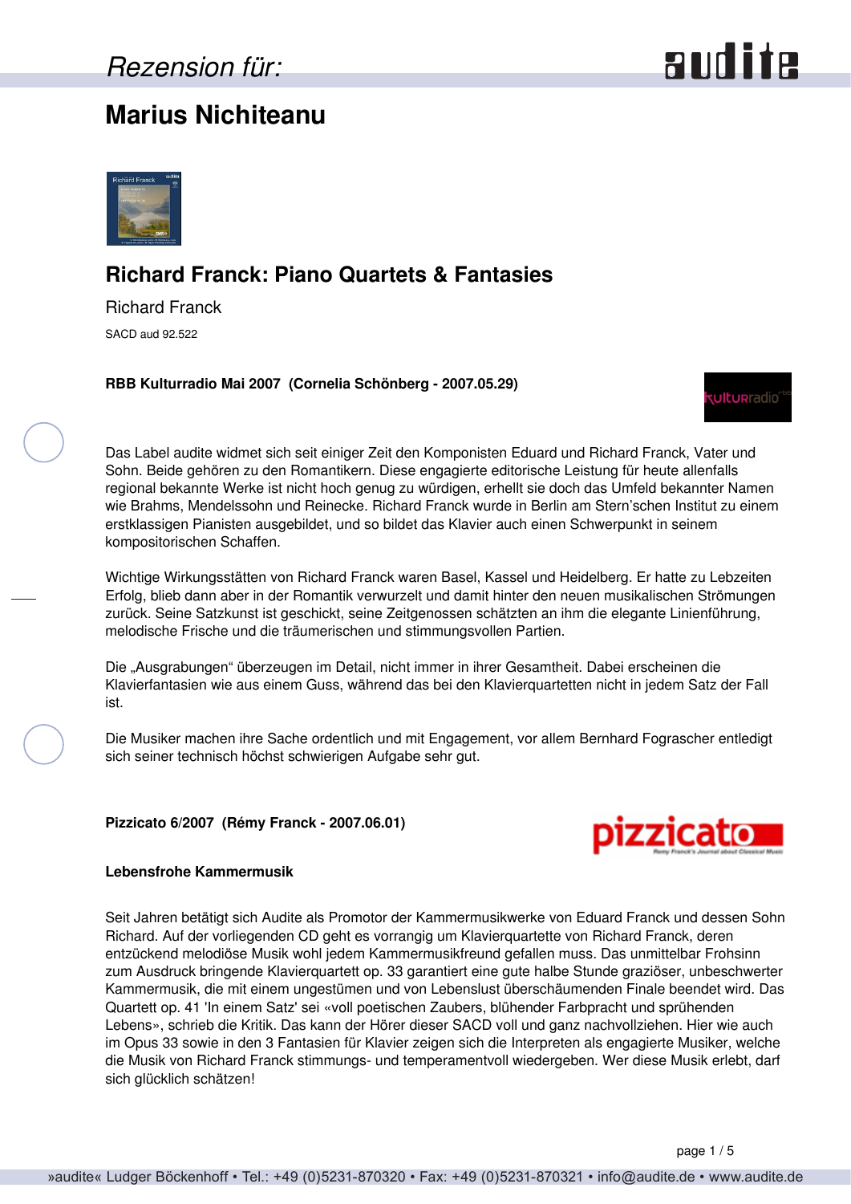Rezension für:

# Marius Nichiteanu

## Richard Franck: Piano Quartets & Fantasies

Richard Franck

SACD aud 92.522

**RBB Kulturradio Mai 2007  (Cornelia Schönberg - 2007.05.29)**

Das Label audite widmet sich seit einiger Zeit den Komponisten Eduard und Richard Franck, Vater und Sohn. Beide gehören zu den Romantikern. Diese engagierte editorische Leistung für heute allenfalls regional bekannte Werke ist nicht hoch genug zu würdigen, erhellt sie doch das Umfeld bekannter Namen wie Brahms, Mendelssohn und Reinecke. Richard Franck wurde in Berlin am Stern'schen Institut zu einem erstklassigen Pianisten ausgebildet, und so bildet das Klavier auch einen Schwerpunkt in seinem kompositorischen Schaffen.

Wichtige Wirkungsstätten von Richard Franck waren Basel, Kassel und Heidelberg. Er hatte zu Lebzeiten Erfolg, blieb dann aber in der Romantik verwurzelt und damit hinter den neuen musikalischen Strömungen zurück. Seine Satzkunst ist geschickt, seine Zeitgenossen schätzten an ihm die elegante Linienführung, melodische Frische und die träumerischen und stimmungsvollen Partien.

Die „Ausgrabungen" überzeugen im Detail, nicht immer in ihrer Gesamtheit. Dabei erscheinen die Klavierfantasien wie aus einem Guss, während das bei den Klavierquartetten nicht in jedem Satz der Fall ist.

Die Musiker machen ihre Sache ordentlich und mit Engagement, vor allem Bernhard Fograscher entledigt sich seiner technisch höchst schwierigen Aufgabe sehr gut.

**Pizzicato 6/2007  (Rémy Franck - 2007.06.01)**

**Lebensfrohe Kammermusik**

Seit Jahren betätigt sich Audite als Promotor der Kammermusikwerke von Eduard Franck und dessen Sohn Richard. Auf der vorliegenden CD geht es vorrangig um Klavierquartette von Richard Franck, deren entzückend melodiöse Musik wohl jedem Kammermusikfreund gefallen muss. Das unmittelbar Frohsinn zum Ausdruck bringende Klavierquartett op. 33 garantiert eine gute halbe Stunde graziöser, unbeschwerter Kammermusik, die mit einem ungestümen und von Lebenslust überschäumenden Finale beendet wird. Das Quartett op. 41 'In einem Satz' sei «voll poetischen Zaubers, blühender Farbpracht und sprühenden Lebens», schrieb die Kritik. Das kann der Hörer dieser SACD voll und ganz nachvollziehen. Hier wie auch im Opus 33 sowie in den 3 Fantasien für Klavier zeigen sich die Interpreten als engagierte Musiker, welche die Musik von Richard Franck stimmungs- und temperamentvoll wiedergeben. Wer diese Musik erlebt, darf sich glücklich schätzen!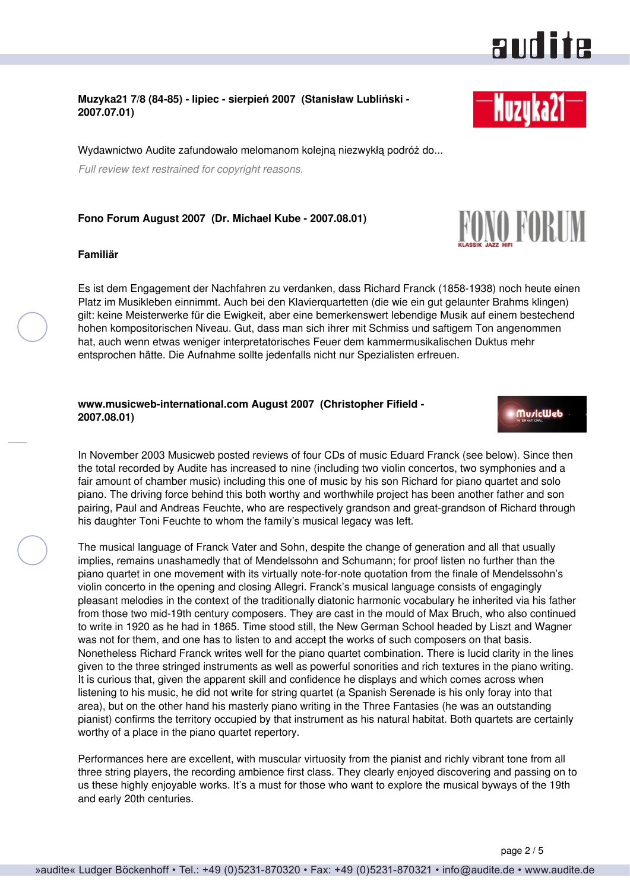**Muzyka21 7/8 (84-85) - lipiec - sierpień 2007 (Stanisław Lubliński - 2007.07.01)**

Wydawnictwo Audite zafundowało melomanom kolejną niezwykłą podróż do...

*Full review text restrained for copyright reasons.*

**Fono Forum August 2007 (Dr. Michael Kube - 2007.08.01)**

**Familiär**

Es ist dem Engagement der Nachfahren zu verdanken, dass Richard Franck (1858-1938) noch heute einen Platz im Musikleben einnimmt. Auch bei den Klavierquartetten (die wie ein gut gelaunter Brahms klingen) gilt: keine Meisterwerke für die Ewigkeit, aber eine bemerkenswert lebendige Musik auf einem bestechend hohen kompositorischen Niveau. Gut, dass man sich ihrer mit Schmiss und saftigem Ton angenommen hat, auch wenn etwas weniger interpretatorisches Feuer dem kammermusikalischen Duktus mehr entsprochen hätte. Die Aufnahme sollte jedenfalls nicht nur Spezialisten erfreuen.

**www.musicweb-international.com August 2007 (Christopher Fifield - 2007.08.01)**

In November 2003 Musicweb posted reviews of four CDs of music Eduard Franck (see below). Since then the total recorded by Audite has increased to nine (including two violin concertos, two symphonies and a fair amount of chamber music) including this one of music by his son Richard for piano quartet and solo piano. The driving force behind this both worthy and worthwhile project has been another father and son pairing, Paul and Andreas Feuchte, who are respectively grandson and great-grandson of Richard through his daughter Toni Feuchte to whom the family's musical legacy was left.

The musical language of Franck Vater and Sohn, despite the change of generation and all that usually implies, remains unashamedly that of Mendelssohn and Schumann; for proof listen no further than the piano quartet in one movement with its virtually note-for-note quotation from the finale of Mendelssohn's violin concerto in the opening and closing Allegri. Franck's musical language consists of engagingly pleasant melodies in the context of the traditionally diatonic harmonic vocabulary he inherited via his father from those two mid-19th century composers. They are cast in the mould of Max Bruch, who also continued to write in 1920 as he had in 1865. Time stood still, the New German School headed by Liszt and Wagner was not for them, and one has to listen to and accept the works of such composers on that basis. Nonetheless Richard Franck writes well for the piano quartet combination. There is lucid clarity in the lines given to the three stringed instruments as well as powerful sonorities and rich textures in the piano writing. It is curious that, given the apparent skill and confidence he displays and which comes across when listening to his music, he did not write for string quartet (a Spanish Serenade is his only foray into that area), but on the other hand his masterly piano writing in the Three Fantasies (he was an outstanding pianist) confirms the territory occupied by that instrument as his natural habitat. Both quartets are certainly worthy of a place in the piano quartet repertory.

Performances here are excellent, with muscular virtuosity from the pianist and richly vibrant tone from all three string players, the recording ambience first class. They clearly enjoyed discovering and passing on to us these highly enjoyable works. It's a must for those who want to explore the musical byways of the 19th and early 20th centuries.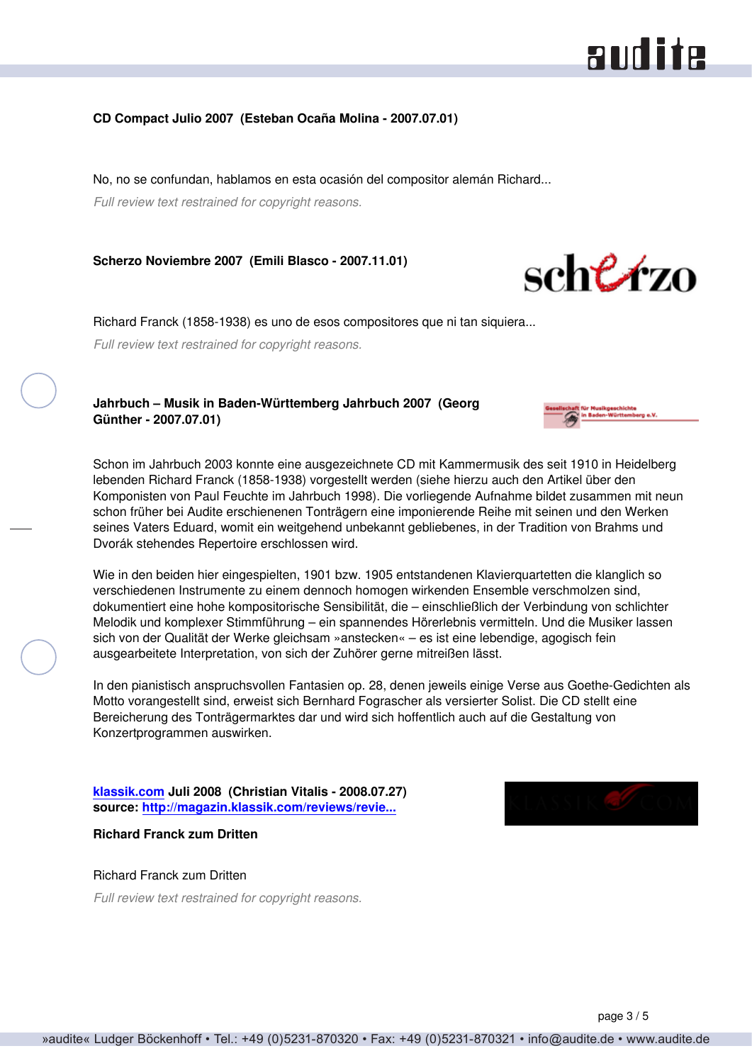**CD Compact Julio 2007 (Esteban Ocaña Molina - 2007.07.01)**

No, no se confundan, hablamos en esta ocasión del compositor alemán Richard...

*Full review text restrained for copyright reasons.*

**Scherzo Noviembre 2007 (Emili Blasco - 2007.11.01)**

Richard Franck (1858-1938) es uno de esos compositores que ni tan siquiera...

*Full review text restrained for copyright reasons.*

**Jahrbuch – Musik in Baden-Württemberg Jahrbuch 2007 (Georg Günther - 2007.07.01)**

Schon im Jahrbuch 2003 konnte eine ausgezeichnete CD mit Kammermusik des seit 1910 in Heidelberg lebenden Richard Franck (1858-1938) vorgestellt werden (siehe hierzu auch den Artikel über den Komponisten von Paul Feuchte im Jahrbuch 1998). Die vorliegende Aufnahme bildet zusammen mit neun schon früher bei Audite erschienenen Tonträgern eine imponierende Reihe mit seinen und den Werken seines Vaters Eduard, womit ein weitgehend unbekannt gebliebenes, in der Tradition von Brahms und Dvorák stehendes Repertoire erschlossen wird.

Wie in den beiden hier eingespielten, 1901 bzw. 1905 entstandenen Klavierquartetten die klanglich so verschiedenen Instrumente zu einem dennoch homogen wirkenden Ensemble verschmolzen sind, dokumentiert eine hohe kompositorische Sensibilität, die – einschließlich der Verbindung von schlichter Melodik und komplexer Stimmführung – ein spannendes Hörerlebnis vermitteln. Und die Musiker lassen sich von der Qualität der Werke gleichsam »anstecken« – es ist eine lebendige, agogisch fein ausgearbeitete Interpretation, von sich der Zuhörer gerne mitreißen lässt.

In den pianistisch anspruchsvollen Fantasien op. 28, denen jeweils einige Verse aus Goethe-Gedichten als Motto vorangestellt sind, erweist sich Bernhard Fograscher als versierter Solist. Die CD stellt eine Bereicherung des Tonträgermarktes dar und wird sich hoffentlich auch auf die Gestaltung von Konzertprogrammen auswirken.

**[klassik.com](http://klassik.com) Juli 2008 (Christian Vitalis - 2008.07.27)**
**source: [http://magazin.klassik.com/reviews/revie...](http://magazin.klassik.com/reviews/revie...)**

**Richard Franck zum Dritten**

Richard Franck zum Dritten

*Full review text restrained for copyright reasons.*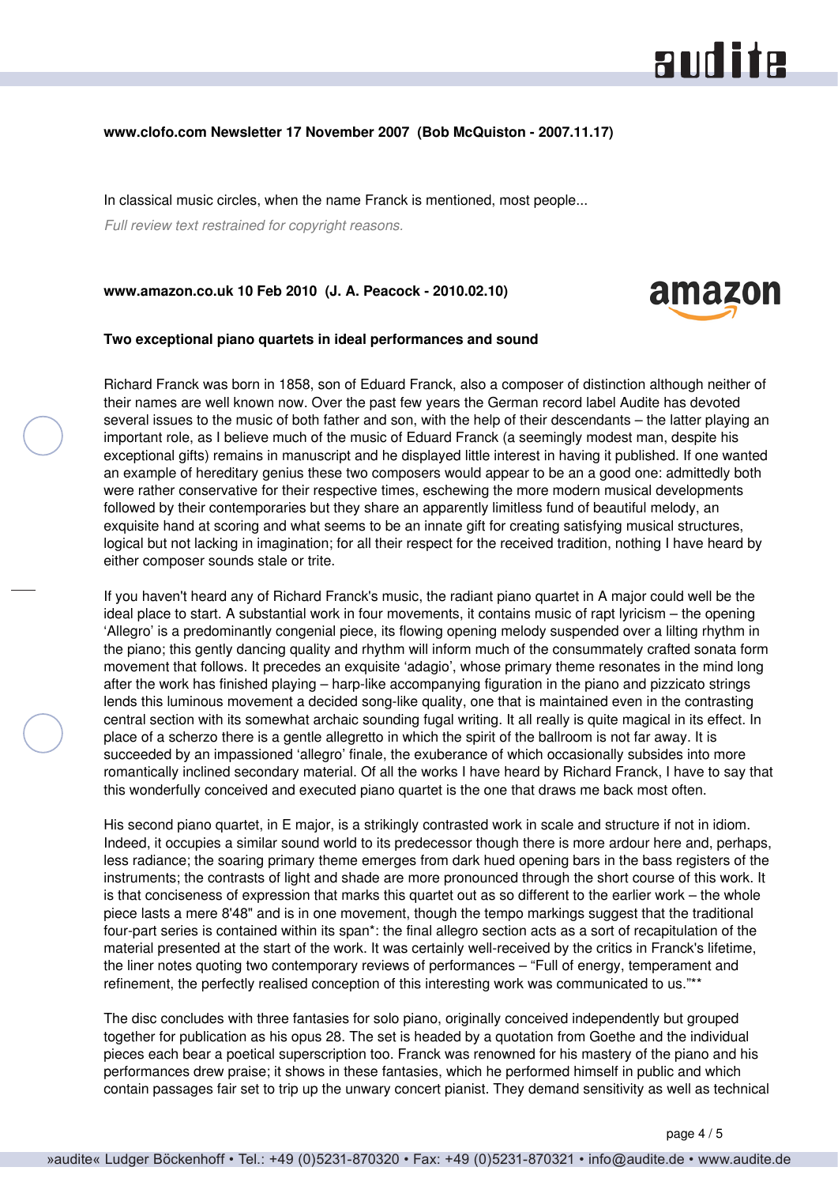**www.clofo.com Newsletter 17 November 2007 (Bob McQuiston - 2007.11.17)**

In classical music circles, when the name Franck is mentioned, most people...

*Full review text restrained for copyright reasons.*

**www.amazon.co.uk 10 Feb 2010 (J. A. Peacock - 2010.02.10)**

**Two exceptional piano quartets in ideal performances and sound**

Richard Franck was born in 1858, son of Eduard Franck, also a composer of distinction although neither of their names are well known now. Over the past few years the German record label Audite has devoted several issues to the music of both father and son, with the help of their descendants – the latter playing an important role, as I believe much of the music of Eduard Franck (a seemingly modest man, despite his exceptional gifts) remains in manuscript and he displayed little interest in having it published. If one wanted an example of hereditary genius these two composers would appear to be a good one: admittedly both were rather conservative for their respective times, eschewing the more modern musical developments followed by their contemporaries but they share an apparently limitless fund of beautiful melody, an exquisite hand at scoring and what seems to be an innate gift for creating satisfying musical structures, logical but not lacking in imagination; for all their respect for the received tradition, nothing I have heard by either composer sounds stale or trite.

If you haven't heard any of Richard Franck's music, the radiant piano quartet in A major could well be the ideal place to start. A substantial work in four movements, it contains music of rapt lyricism – the opening 'Allegro' is a predominantly congenial piece, its flowing opening melody suspended over a lilting rhythm in the piano; this gently dancing quality and rhythm will inform much of the consummately crafted sonata form movement that follows. It precedes an exquisite 'adagio', whose primary theme resonates in the mind long after the work has finished playing – harp-like accompanying figuration in the piano and pizzicato strings lends this luminous movement a decided song-like quality, one that is maintained even in the contrasting central section with its somewhat archaic sounding fugal writing. It all really is quite magical in its effect. In place of a scherzo there is a gentle allegretto in which the spirit of the ballroom is not far away. It is succeeded by an impassioned 'allegro' finale, the exuberance of which occasionally subsides into more romantically inclined secondary material. Of all the works I have heard by Richard Franck, I have to say that this wonderfully conceived and executed piano quartet is the one that draws me back most often.

His second piano quartet, in E major, is a strikingly contrasted work in scale and structure if not in idiom. Indeed, it occupies a similar sound world to its predecessor though there is more ardour here and, perhaps, less radiance; the soaring primary theme emerges from dark hued opening bars in the bass registers of the instruments; the contrasts of light and shade are more pronounced through the short course of this work. It is that conciseness of expression that marks this quartet out as so different to the earlier work – the whole piece lasts a mere 8'48" and is in one movement, though the tempo markings suggest that the traditional four-part series is contained within its span*: the final allegro section acts as a sort of recapitulation of the material presented at the start of the work. It was certainly well-received by the critics in Franck's lifetime, the liner notes quoting two contemporary reviews of performances – "Full of energy, temperament and refinement, the perfectly realised conception of this interesting work was communicated to us."**

The disc concludes with three fantasies for solo piano, originally conceived independently but grouped together for publication as his opus 28. The set is headed by a quotation from Goethe and the individual pieces each bear a poetical superscription too. Franck was renowned for his mastery of the piano and his performances drew praise; it shows in these fantasies, which he performed himself in public and which contain passages fair set to trip up the unwary concert pianist. They demand sensitivity as well as technical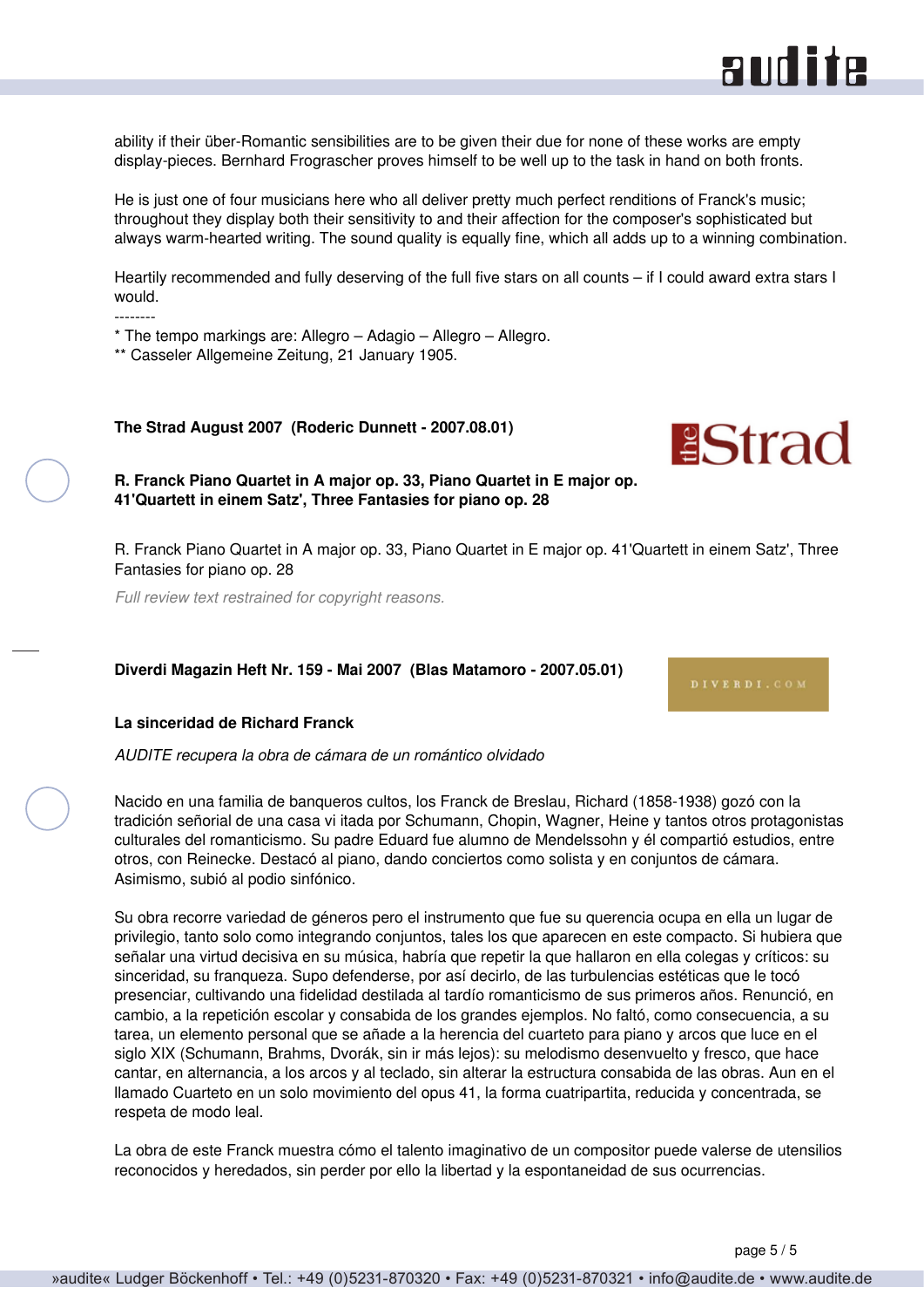ability if their über-Romantic sensibilities are to be given their due for none of these works are empty display-pieces. Bernhard Frograscher proves himself to be well up to the task in hand on both fronts.

He is just one of four musicians here who all deliver pretty much perfect renditions of Franck's music; throughout they display both their sensitivity to and their affection for the composer's sophisticated but always warm-hearted writing. The sound quality is equally fine, which all adds up to a winning combination.

Heartily recommended and fully deserving of the full five stars on all counts – if I could award extra stars I would.

--------

* The tempo markings are: Allegro – Adagio – Allegro – Allegro.
** Casseler Allgemeine Zeitung, 21 January 1905.

**The Strad August 2007 (Roderic Dunnett - 2007.08.01)**

**R. Franck Piano Quartet in A major op. 33, Piano Quartet in E major op. 41'Quartett in einem Satz', Three Fantasies for piano op. 28**

R. Franck Piano Quartet in A major op. 33, Piano Quartet in E major op. 41'Quartett in einem Satz', Three Fantasies for piano op. 28

*Full review text restrained for copyright reasons.*

**Diverdi Magazin Heft Nr. 159 - Mai 2007 (Blas Matamoro - 2007.05.01)**

**La sinceridad de Richard Franck**

*AUDITE recupera la obra de cámara de un romántico olvidado*

Nacido en una familia de banqueros cultos, los Franck de Breslau, Richard (1858-1938) gozó con la tradición señorial de una casa vi itada por Schumann, Chopin, Wagner, Heine y tantos otros protagonistas culturales del romanticismo. Su padre Eduard fue alumno de Mendelssohn y él compartió estudios, entre otros, con Reinecke. Destacó al piano, dando conciertos como solista y en conjuntos de cámara. Asimismo, subió al podio sinfónico.

Su obra recorre variedad de géneros pero el instrumento que fue su querencia ocupa en ella un lugar de privilegio, tanto solo como integrando conjuntos, tales los que aparecen en este compacto. Si hubiera que señalar una virtud decisiva en su música, habría que repetir la que hallaron en ella colegas y críticos: su sinceridad, su franqueza. Supo defenderse, por así decirlo, de las turbulencias estéticas que le tocó presenciar, cultivando una fidelidad destilada al tardío romanticismo de sus primeros años. Renunció, en cambio, a la repetición escolar y consabida de los grandes ejemplos. No faltó, como consecuencia, a su tarea, un elemento personal que se añade a la herencia del cuarteto para piano y arcos que luce en el siglo XIX (Schumann, Brahms, Dvorák, sin ir más lejos): su melodismo desenvuelto y fresco, que hace cantar, en alternancia, a los arcos y al teclado, sin alterar la estructura consabida de las obras. Aun en el llamado Cuarteto en un solo movimiento del opus 41, la forma cuatripartita, reducida y concentrada, se respeta de modo leal.

La obra de este Franck muestra cómo el talento imaginativo de un compositor puede valerse de utensilios reconocidos y heredados, sin perder por ello la libertad y la espontaneidad de sus ocurrencias.